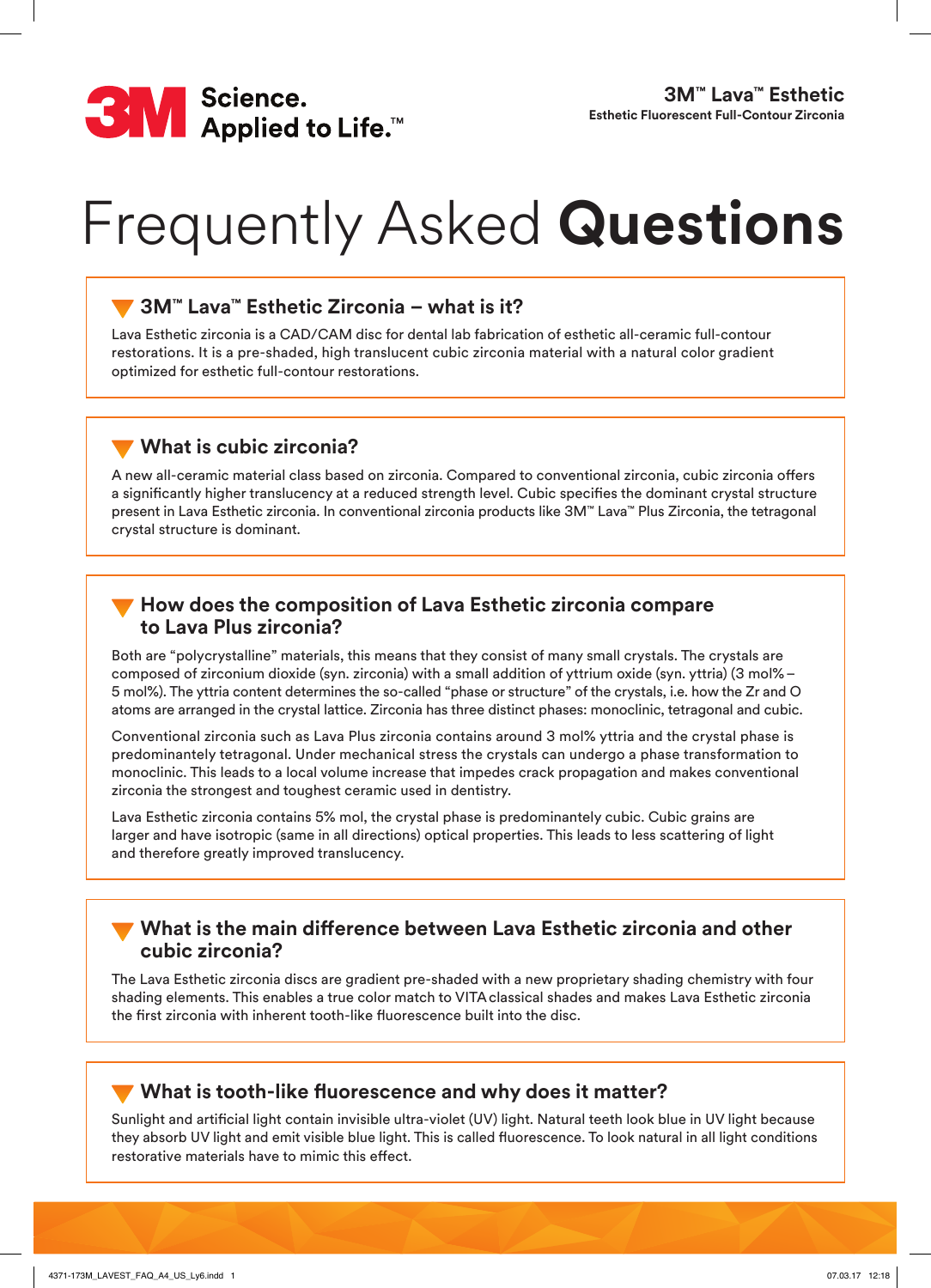3M Science. Applied to Life.™

**3M™ Lava™ Esthetic**
**Esthetic Fluorescent Full-Contour Zirconia**

# Frequently Asked **Questions**

## 3M™ Lava™ Esthetic Zirconia – what is it?

Lava Esthetic zirconia is a CAD/CAM disc for dental lab fabrication of esthetic all-ceramic full-contour restorations. It is a pre-shaded, high translucent cubic zirconia material with a natural color gradient optimized for esthetic full-contour restorations.

## What is cubic zirconia?

A new all-ceramic material class based on zirconia. Compared to conventional zirconia, cubic zirconia offers a significantly higher translucency at a reduced strength level. Cubic specifies the dominant crystal structure present in Lava Esthetic zirconia. In conventional zirconia products like 3M™ Lava™ Plus Zirconia, the tetragonal crystal structure is dominant.

## How does the composition of Lava Esthetic zirconia compare to Lava Plus zirconia?

Both are "polycrystalline" materials, this means that they consist of many small crystals. The crystals are composed of zirconium dioxide (syn. zirconia) with a small addition of yttrium oxide (syn. yttria) (3 mol% – 5 mol%). The yttria content determines the so-called "phase or structure" of the crystals, i.e. how the Zr and O atoms are arranged in the crystal lattice. Zirconia has three distinct phases: monoclinic, tetragonal and cubic.

Conventional zirconia such as Lava Plus zirconia contains around 3 mol% yttria and the crystal phase is predominantely tetragonal. Under mechanical stress the crystals can undergo a phase transformation to monoclinic. This leads to a local volume increase that impedes crack propagation and makes conventional zirconia the strongest and toughest ceramic used in dentistry.

Lava Esthetic zirconia contains 5% mol, the crystal phase is predominantely cubic. Cubic grains are larger and have isotropic (same in all directions) optical properties. This leads to less scattering of light and therefore greatly improved translucency.

## What is the main difference between Lava Esthetic zirconia and other cubic zirconia?

The Lava Esthetic zirconia discs are gradient pre-shaded with a new proprietary shading chemistry with four shading elements. This enables a true color match to VITA classical shades and makes Lava Esthetic zirconia the first zirconia with inherent tooth-like fluorescence built into the disc.

## What is tooth-like fluorescence and why does it matter?

Sunlight and artificial light contain invisible ultra-violet (UV) light. Natural teeth look blue in UV light because they absorb UV light and emit visible blue light. This is called fluorescence. To look natural in all light conditions restorative materials have to mimic this effect.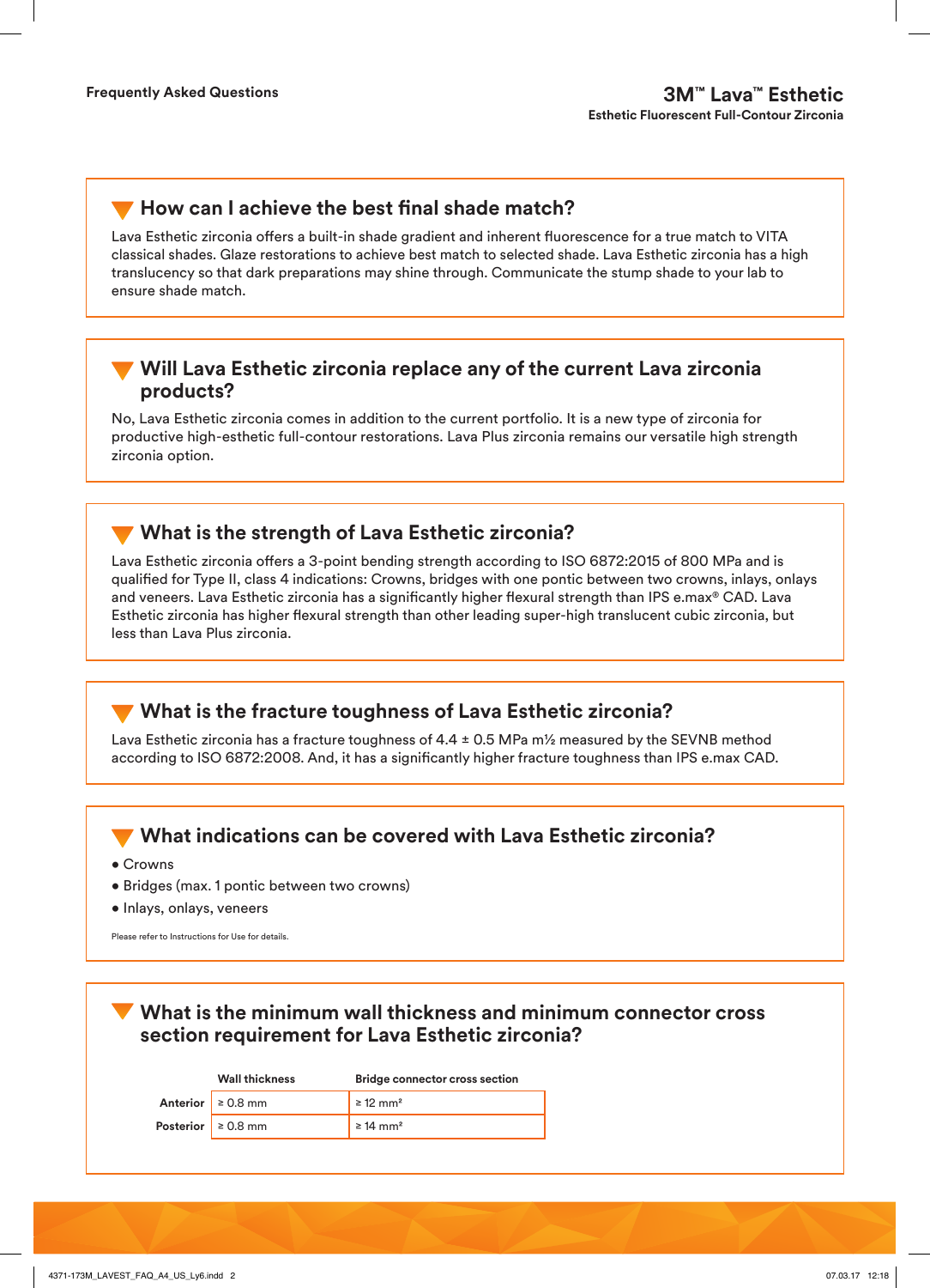## How can I achieve the best final shade match?

Lava Esthetic zirconia offers a built-in shade gradient and inherent fluorescence for a true match to VITA classical shades. Glaze restorations to achieve best match to selected shade. Lava Esthetic zirconia has a high translucency so that dark preparations may shine through. Communicate the stump shade to your lab to ensure shade match.

## Will Lava Esthetic zirconia replace any of the current Lava zirconia products?

No, Lava Esthetic zirconia comes in addition to the current portfolio. It is a new type of zirconia for productive high-esthetic full-contour restorations. Lava Plus zirconia remains our versatile high strength zirconia option.

## What is the strength of Lava Esthetic zirconia?

Lava Esthetic zirconia offers a 3-point bending strength according to ISO 6872:2015 of 800 MPa and is qualified for Type II, class 4 indications: Crowns, bridges with one pontic between two crowns, inlays, onlays and veneers. Lava Esthetic zirconia has a significantly higher flexural strength than IPS e.max® CAD. Lava Esthetic zirconia has higher flexural strength than other leading super-high translucent cubic zirconia, but less than Lava Plus zirconia.

## What is the fracture toughness of Lava Esthetic zirconia?

Lava Esthetic zirconia has a fracture toughness of 4.4 ± 0.5 MPa m½ measured by the SEVNB method according to ISO 6872:2008. And, it has a significantly higher fracture toughness than IPS e.max CAD.

## What indications can be covered with Lava Esthetic zirconia?

- Crowns
- Bridges (max. 1 pontic between two crowns)
- Inlays, onlays, veneers

Please refer to Instructions for Use for details.

## What is the minimum wall thickness and minimum connector cross section requirement for Lava Esthetic zirconia?

| | Wall thickness | Bridge connector cross section |
|---|---|---|
| **Anterior** | ≥ 0.8 mm | ≥ 12 mm² |
| **Posterior** | ≥ 0.8 mm | ≥ 14 mm² |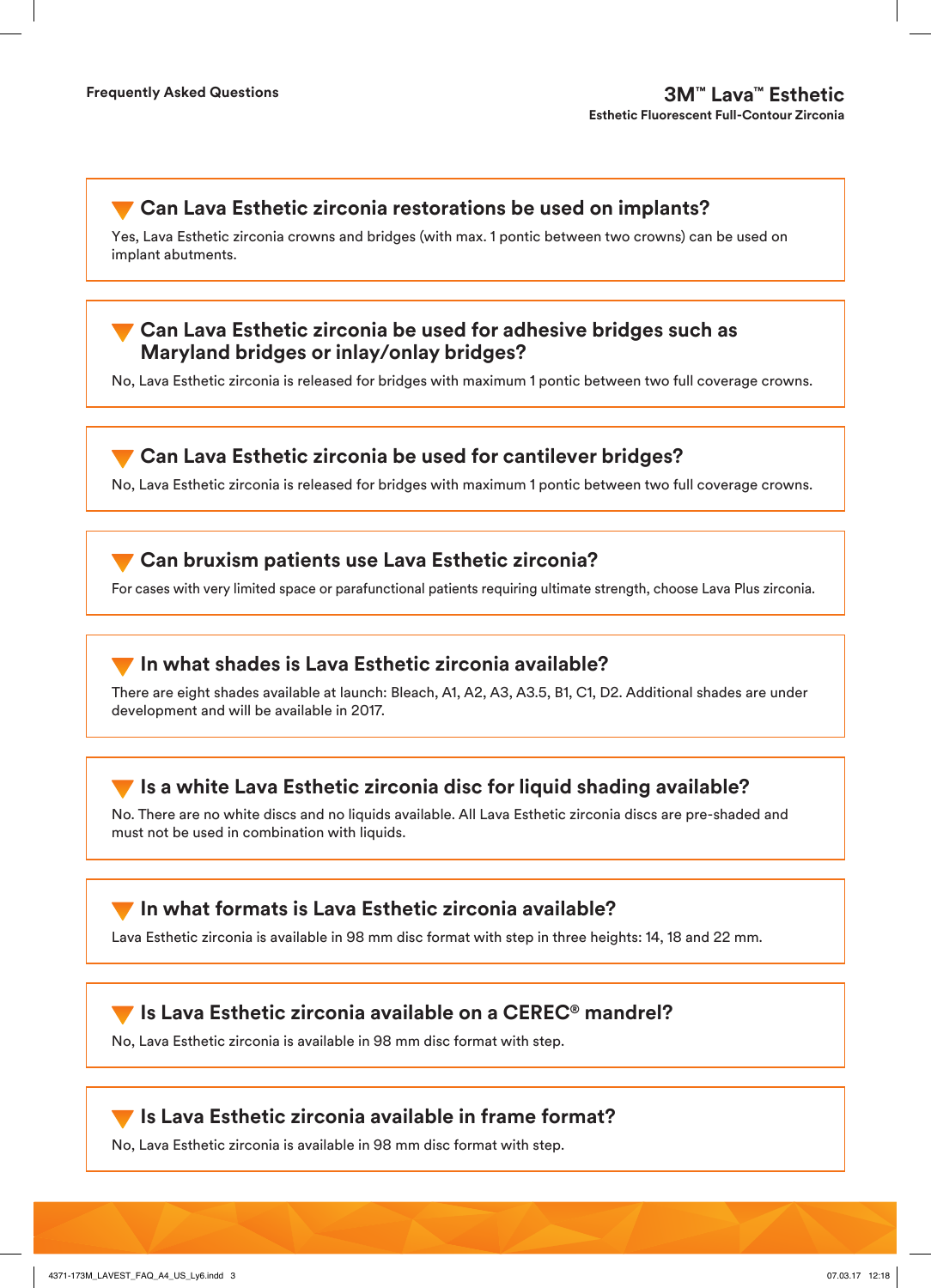**Frequently Asked Questions**

### Can Lava Esthetic zirconia restorations be used on implants?

Yes, Lava Esthetic zirconia crowns and bridges (with max. 1 pontic between two crowns) can be used on implant abutments.

### Can Lava Esthetic zirconia be used for adhesive bridges such as Maryland bridges or inlay/onlay bridges?

No, Lava Esthetic zirconia is released for bridges with maximum 1 pontic between two full coverage crowns.

### Can Lava Esthetic zirconia be used for cantilever bridges?

No, Lava Esthetic zirconia is released for bridges with maximum 1 pontic between two full coverage crowns.

### Can bruxism patients use Lava Esthetic zirconia?

For cases with very limited space or parafunctional patients requiring ultimate strength, choose Lava Plus zirconia.

### In what shades is Lava Esthetic zirconia available?

There are eight shades available at launch: Bleach, A1, A2, A3, A3.5, B1, C1, D2. Additional shades are under development and will be available in 2017.

### Is a white Lava Esthetic zirconia disc for liquid shading available?

No. There are no white discs and no liquids available. All Lava Esthetic zirconia discs are pre-shaded and must not be used in combination with liquids.

### In what formats is Lava Esthetic zirconia available?

Lava Esthetic zirconia is available in 98 mm disc format with step in three heights: 14, 18 and 22 mm.

### Is Lava Esthetic zirconia available on a CEREC® mandrel?

No, Lava Esthetic zirconia is available in 98 mm disc format with step.

### Is Lava Esthetic zirconia available in frame format?

No, Lava Esthetic zirconia is available in 98 mm disc format with step.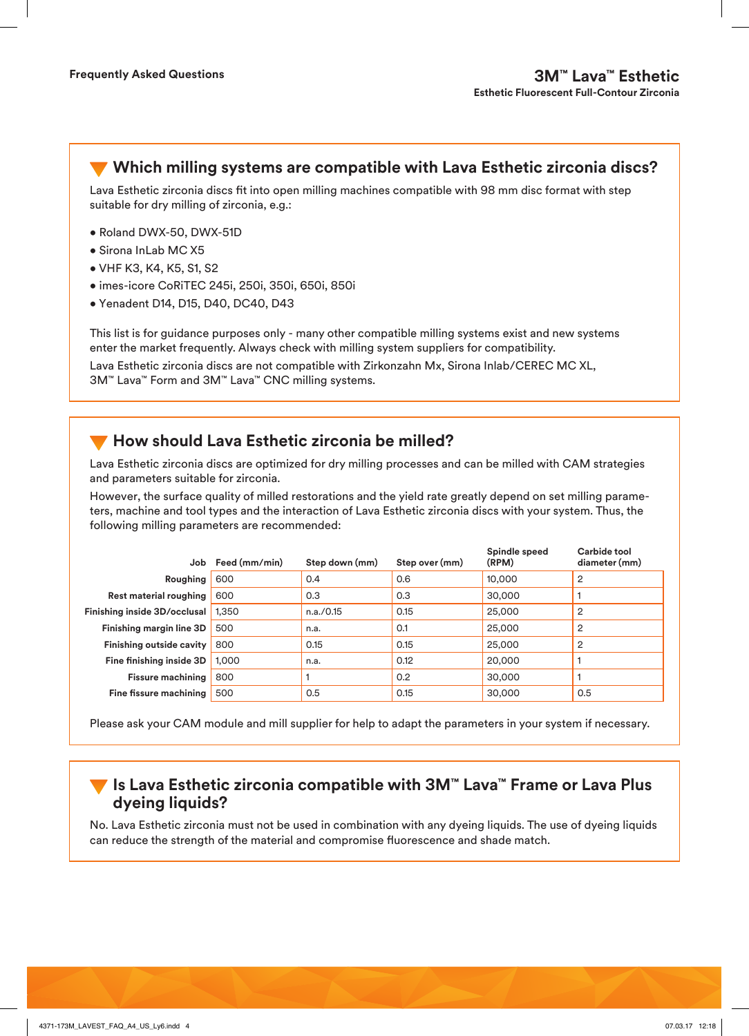## Which milling systems are compatible with Lava Esthetic zirconia discs?

Lava Esthetic zirconia discs fit into open milling machines compatible with 98 mm disc format with step suitable for dry milling of zirconia, e.g.:

- Roland DWX-50, DWX-51D
- Sirona InLab MC X5
- VHF K3, K4, K5, S1, S2
- imes-icore CoRiTEC 245i, 250i, 350i, 650i, 850i
- Yenadent D14, D15, D40, DC40, D43

This list is for guidance purposes only - many other compatible milling systems exist and new systems enter the market frequently. Always check with milling system suppliers for compatibility.

Lava Esthetic zirconia discs are not compatible with Zirkonzahn Mx, Sirona Inlab/CEREC MC XL, 3M™ Lava™ Form and 3M™ Lava™ CNC milling systems.

## How should Lava Esthetic zirconia be milled?

Lava Esthetic zirconia discs are optimized for dry milling processes and can be milled with CAM strategies and parameters suitable for zirconia.

However, the surface quality of milled restorations and the yield rate greatly depend on set milling parameters, machine and tool types and the interaction of Lava Esthetic zirconia discs with your system. Thus, the following milling parameters are recommended:

| Job | Feed (mm/min) | Step down (mm) | Step over (mm) | Spindle speed (RPM) | Carbide tool diameter (mm) |
|---|---|---|---|---|---|
| Roughing | 600 | 0.4 | 0.6 | 10,000 | 2 |
| Rest material roughing | 600 | 0.3 | 0.3 | 30,000 | 1 |
| Finishing inside 3D/occlusal | 1,350 | n.a./0.15 | 0.15 | 25,000 | 2 |
| Finishing margin line 3D | 500 | n.a. | 0.1 | 25,000 | 2 |
| Finishing outside cavity | 800 | 0.15 | 0.15 | 25,000 | 2 |
| Fine finishing inside 3D | 1,000 | n.a. | 0.12 | 20,000 | 1 |
| Fissure machining | 800 | 1 | 0.2 | 30,000 | 1 |
| Fine fissure machining | 500 | 0.5 | 0.15 | 30,000 | 0.5 |

Please ask your CAM module and mill supplier for help to adapt the parameters in your system if necessary.

## Is Lava Esthetic zirconia compatible with 3M™ Lava™ Frame or Lava Plus dyeing liquids?

No. Lava Esthetic zirconia must not be used in combination with any dyeing liquids. The use of dyeing liquids can reduce the strength of the material and compromise fluorescence and shade match.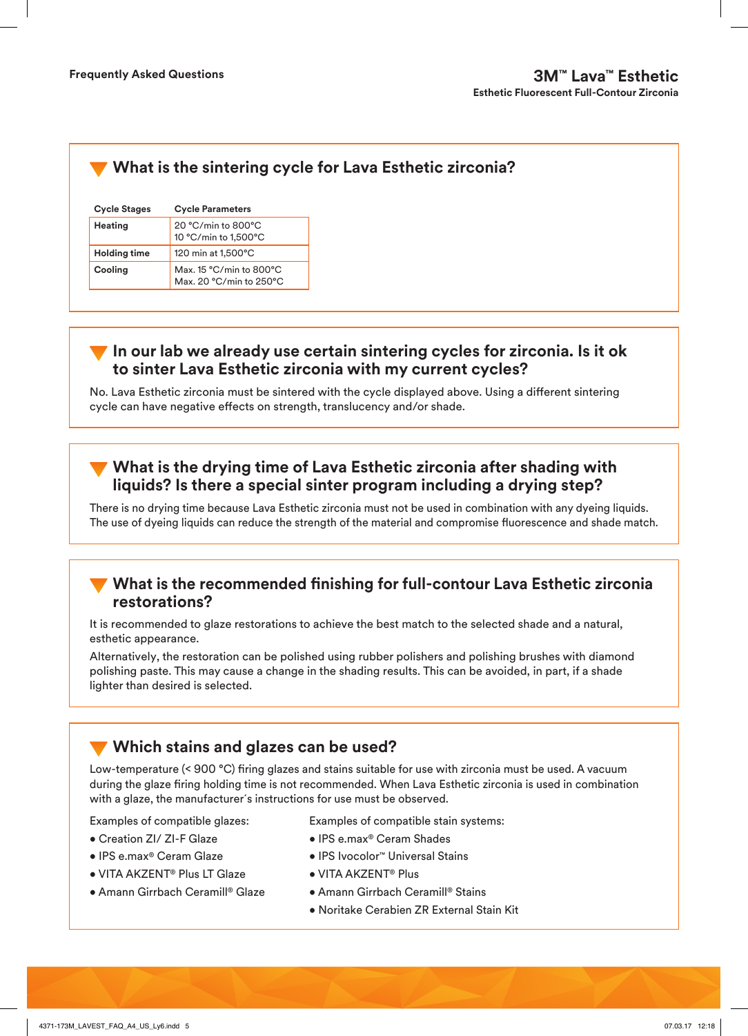## What is the sintering cycle for Lava Esthetic zirconia?

| Cycle Stages | Cycle Parameters |
|---|---|
| Heating | 20 °C/min to 800°C<br>10 °C/min to 1,500°C |
| Holding time | 120 min at 1,500°C |
| Cooling | Max. 15 °C/min to 800°C<br>Max. 20 °C/min to 250°C |

## In our lab we already use certain sintering cycles for zirconia. Is it ok to sinter Lava Esthetic zirconia with my current cycles?

No. Lava Esthetic zirconia must be sintered with the cycle displayed above. Using a different sintering cycle can have negative effects on strength, translucency and/or shade.

## What is the drying time of Lava Esthetic zirconia after shading with liquids? Is there a special sinter program including a drying step?

There is no drying time because Lava Esthetic zirconia must not be used in combination with any dyeing liquids. The use of dyeing liquids can reduce the strength of the material and compromise fluorescence and shade match.

## What is the recommended finishing for full-contour Lava Esthetic zirconia restorations?

It is recommended to glaze restorations to achieve the best match to the selected shade and a natural, esthetic appearance.

Alternatively, the restoration can be polished using rubber polishers and polishing brushes with diamond polishing paste. This may cause a change in the shading results. This can be avoided, in part, if a shade lighter than desired is selected.

## Which stains and glazes can be used?

Low-temperature (< 900 °C) firing glazes and stains suitable for use with zirconia must be used. A vacuum during the glaze firing holding time is not recommended. When Lava Esthetic zirconia is used in combination with a glaze, the manufacturer´s instructions for use must be observed.

Examples of compatible glazes:

- Creation ZI/ ZI-F Glaze
- IPS e.max® Ceram Glaze
- VITA AKZENT® Plus LT Glaze
- Amann Girrbach Ceramill® Glaze

Examples of compatible stain systems:

- IPS e.max® Ceram Shades
- IPS Ivocolor™ Universal Stains
- VITA AKZENT® Plus
- Amann Girrbach Ceramill® Stains
- Noritake Cerabien ZR External Stain Kit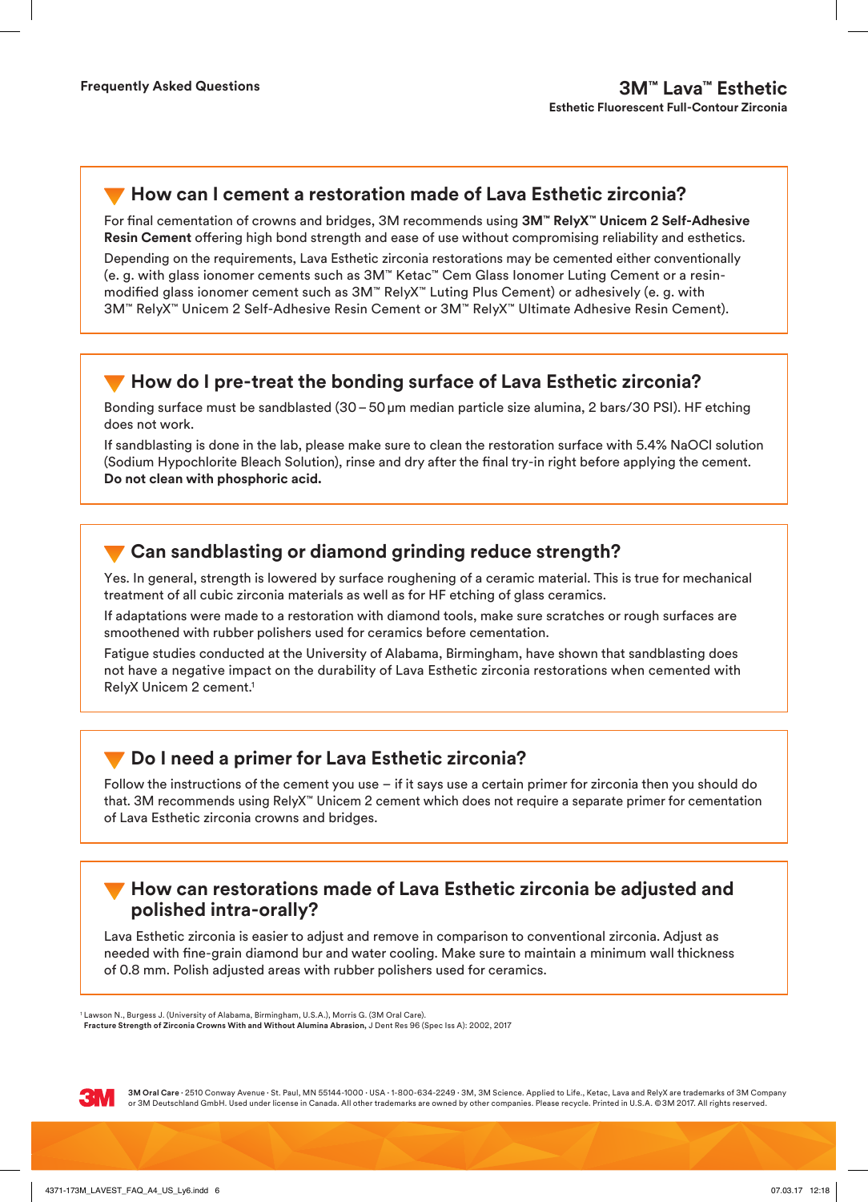Frequently Asked Questions

# 3M™ Lava™ Esthetic

**Esthetic Fluorescent Full-Contour Zirconia**

## How can I cement a restoration made of Lava Esthetic zirconia?

For final cementation of crowns and bridges, 3M recommends using **3M™ RelyX™ Unicem 2 Self-Adhesive Resin Cement** offering high bond strength and ease of use without compromising reliability and esthetics.

Depending on the requirements, Lava Esthetic zirconia restorations may be cemented either conventionally (e. g. with glass ionomer cements such as 3M™ Ketac™ Cem Glass Ionomer Luting Cement or a resin-modified glass ionomer cement such as 3M™ RelyX™ Luting Plus Cement) or adhesively (e. g. with 3M™ RelyX™ Unicem 2 Self-Adhesive Resin Cement or 3M™ RelyX™ Ultimate Adhesive Resin Cement).

## How do I pre-treat the bonding surface of Lava Esthetic zirconia?

Bonding surface must be sandblasted (30 – 50 µm median particle size alumina, 2 bars/30 PSI). HF etching does not work.

If sandblasting is done in the lab, please make sure to clean the restoration surface with 5.4% NaOCl solution (Sodium Hypochlorite Bleach Solution), rinse and dry after the final try-in right before applying the cement. **Do not clean with phosphoric acid.**

## Can sandblasting or diamond grinding reduce strength?

Yes. In general, strength is lowered by surface roughening of a ceramic material. This is true for mechanical treatment of all cubic zirconia materials as well as for HF etching of glass ceramics.

If adaptations were made to a restoration with diamond tools, make sure scratches or rough surfaces are smoothened with rubber polishers used for ceramics before cementation.

Fatigue studies conducted at the University of Alabama, Birmingham, have shown that sandblasting does not have a negative impact on the durability of Lava Esthetic zirconia restorations when cemented with RelyX Unicem 2 cement.[1]

## Do I need a primer for Lava Esthetic zirconia?

Follow the instructions of the cement you use – if it says use a certain primer for zirconia then you should do that. 3M recommends using RelyX™ Unicem 2 cement which does not require a separate primer for cementation of Lava Esthetic zirconia crowns and bridges.

## How can restorations made of Lava Esthetic zirconia be adjusted and polished intra-orally?

Lava Esthetic zirconia is easier to adjust and remove in comparison to conventional zirconia. Adjust as needed with fine-grain diamond bur and water cooling. Make sure to maintain a minimum wall thickness of 0.8 mm. Polish adjusted areas with rubber polishers used for ceramics.

[1] Lawson N., Burgess J. (University of Alabama, Birmingham, U.S.A.), Morris G. (3M Oral Care). **Fracture Strength of Zirconia Crowns With and Without Alumina Abrasion,** J Dent Res 96 (Spec Iss A): 2002, 2017

**3M Oral Care** · 2510 Conway Avenue · St. Paul, MN 55144-1000 · USA · 1-800-634-2249 · 3M, 3M Science. Applied to Life., Ketac, Lava and RelyX are trademarks of 3M Company or 3M Deutschland GmbH. Used under license in Canada. All other trademarks are owned by other companies. Please recycle. Printed in U.S.A. © 3M 2017. All rights reserved.